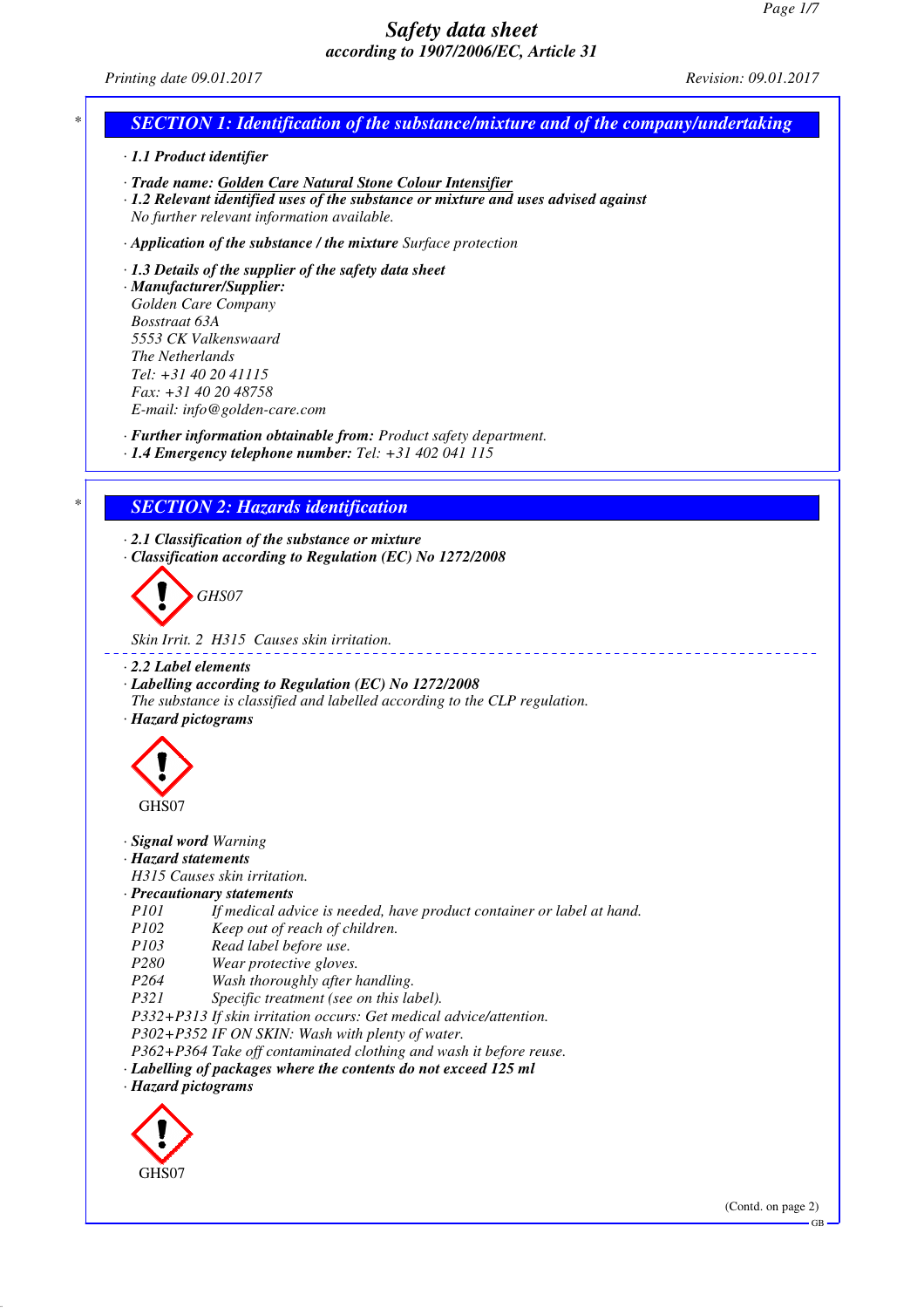# Safety data sheet
## according to 1907/2006/EC, Article 31

*Printing date 09.01.2017* *Revision: 09.01.2017*

## SECTION 1: Identification of the substance/mixture and of the company/undertaking

· **1.1 Product identifier**

· **Trade name: Golden Care Natural Stone Colour Intensifier**
· **1.2 Relevant identified uses of the substance or mixture and uses advised against**
No further relevant information available.

· **Application of the substance / the mixture** Surface protection

· **1.3 Details of the supplier of the safety data sheet**
· **Manufacturer/Supplier:**
Golden Care Company
Bosstraat 63A
5553 CK Valkenswaard
The Netherlands
Tel: +31 40 20 41115
Fax: +31 40 20 48758
E-mail: info@golden-care.com

· **Further information obtainable from:** Product safety department.
· **1.4 Emergency telephone number:** Tel: +31 402 041 115

## SECTION 2: Hazards identification

· **2.1 Classification of the substance or mixture**
· **Classification according to Regulation (EC) No 1272/2008**

GHS07

Skin Irrit. 2 H315 Causes skin irritation.

· **2.2 Label elements**
· **Labelling according to Regulation (EC) No 1272/2008**
The substance is classified and labelled according to the CLP regulation.
· **Hazard pictograms**

GHS07

· **Signal word** Warning
· **Hazard statements**
H315 Causes skin irritation.
· **Precautionary statements**

P101 If medical advice is needed, have product container or label at hand.
P102 Keep out of reach of children.
P103 Read label before use.
P280 Wear protective gloves.
P264 Wash thoroughly after handling.
P321 Specific treatment (see on this label).
P332+P313 If skin irritation occurs: Get medical advice/attention.
P302+P352 IF ON SKIN: Wash with plenty of water.
P362+P364 Take off contaminated clothing and wash it before reuse.

· **Labelling of packages where the contents do not exceed 125 ml**
· **Hazard pictograms**

GHS07

(Contd. on page 2)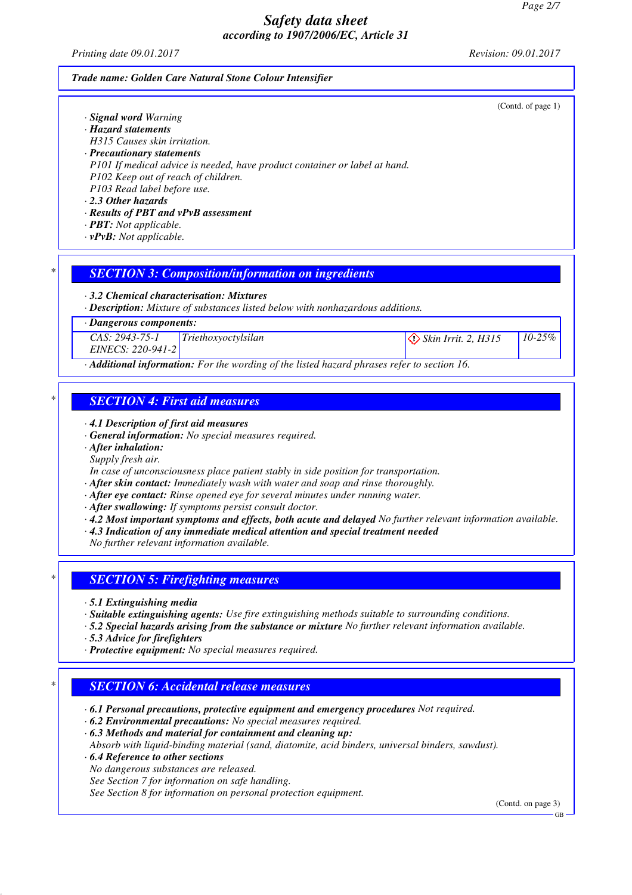(Contd. of page 1)

· **Signal word** Warning
· **Hazard statements**
H315 Causes skin irritation.
· **Precautionary statements**
P101 If medical advice is needed, have product container or label at hand.
P102 Keep out of reach of children.
P103 Read label before use.
· **2.3 Other hazards**
· **Results of PBT and vPvB assessment**
· **PBT:** Not applicable.
· **vPvB:** Not applicable.

## SECTION 3: Composition/information on ingredients

· **3.2 Chemical characterisation: Mixtures**
· **Description:** Mixture of substances listed below with nonhazardous additions.

| · Dangerous components: | | | |
|---|---|---|---|
| CAS: 2943-75-1<br>EINECS: 220-941-2 | Triethoxyoctylsilan | Skin Irrit. 2, H315 | 10-25% |

· **Additional information:** For the wording of the listed hazard phrases refer to section 16.

## SECTION 4: First aid measures

· **4.1 Description of first aid measures**
· **General information:** No special measures required.
· **After inhalation:**
Supply fresh air.
In case of unconsciousness place patient stably in side position for transportation.
· **After skin contact:** Immediately wash with water and soap and rinse thoroughly.
· **After eye contact:** Rinse opened eye for several minutes under running water.
· **After swallowing:** If symptoms persist consult doctor.
· **4.2 Most important symptoms and effects, both acute and delayed** No further relevant information available.
· **4.3 Indication of any immediate medical attention and special treatment needed**
No further relevant information available.

## SECTION 5: Firefighting measures

· **5.1 Extinguishing media**
· **Suitable extinguishing agents:** Use fire extinguishing methods suitable to surrounding conditions.
· **5.2 Special hazards arising from the substance or mixture** No further relevant information available.
· **5.3 Advice for firefighters**
· **Protective equipment:** No special measures required.

## SECTION 6: Accidental release measures

· **6.1 Personal precautions, protective equipment and emergency procedures** Not required.
· **6.2 Environmental precautions:** No special measures required.
· **6.3 Methods and material for containment and cleaning up:**
Absorb with liquid-binding material (sand, diatomite, acid binders, universal binders, sawdust).
· **6.4 Reference to other sections**
No dangerous substances are released.
See Section 7 for information on safe handling.
See Section 8 for information on personal protection equipment.

(Contd. on page 3)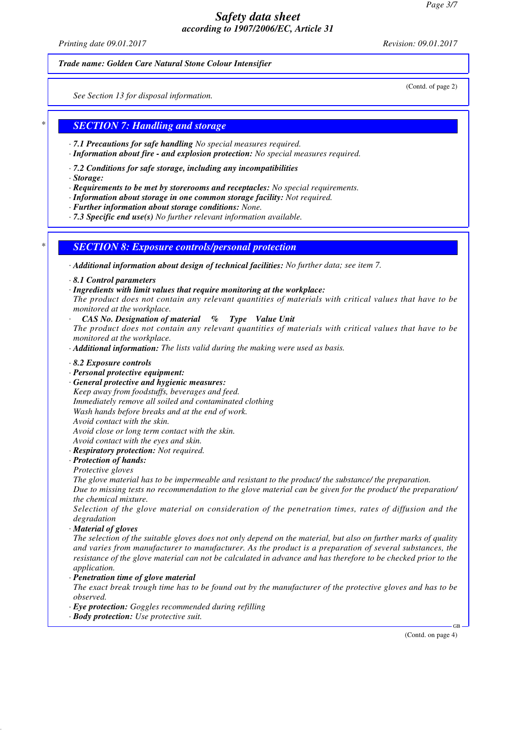(Contd. of page 2)

See Section 13 for disposal information.

## SECTION 7: Handling and storage

· **7.1 Precautions for safe handling** No special measures required.
· **Information about fire - and explosion protection:** No special measures required.

· **7.2 Conditions for safe storage, including any incompatibilities**
· **Storage:**
· **Requirements to be met by storerooms and receptacles:** No special requirements.
· **Information about storage in one common storage facility:** Not required.
· **Further information about storage conditions:** None.
· **7.3 Specific end use(s)** No further relevant information available.

## SECTION 8: Exposure controls/personal protection

· **Additional information about design of technical facilities:** No further data; see item 7.

· **8.1 Control parameters**
· **Ingredients with limit values that require monitoring at the workplace:**
The product does not contain any relevant quantities of materials with critical values that have to be monitored at the workplace.

· **CAS No. Designation of material % Type Value Unit**
The product does not contain any relevant quantities of materials with critical values that have to be monitored at the workplace.
· **Additional information:** The lists valid during the making were used as basis.

· **8.2 Exposure controls**
· **Personal protective equipment:**
· **General protective and hygienic measures:**
Keep away from foodstuffs, beverages and feed.
Immediately remove all soiled and contaminated clothing
Wash hands before breaks and at the end of work.
Avoid contact with the skin.
Avoid close or long term contact with the skin.
Avoid contact with the eyes and skin.
· **Respiratory protection:** Not required.
· **Protection of hands:**
Protective gloves
The glove material has to be impermeable and resistant to the product/ the substance/ the preparation.
Due to missing tests no recommendation to the glove material can be given for the product/ the preparation/ the chemical mixture.
Selection of the glove material on consideration of the penetration times, rates of diffusion and the degradation
· **Material of gloves**
The selection of the suitable gloves does not only depend on the material, but also on further marks of quality and varies from manufacturer to manufacturer. As the product is a preparation of several substances, the resistance of the glove material can not be calculated in advance and has therefore to be checked prior to the application.
· **Penetration time of glove material**
The exact break trough time has to be found out by the manufacturer of the protective gloves and has to be observed.
· **Eye protection:** Goggles recommended during refilling
· **Body protection:** Use protective suit.

(Contd. on page 4)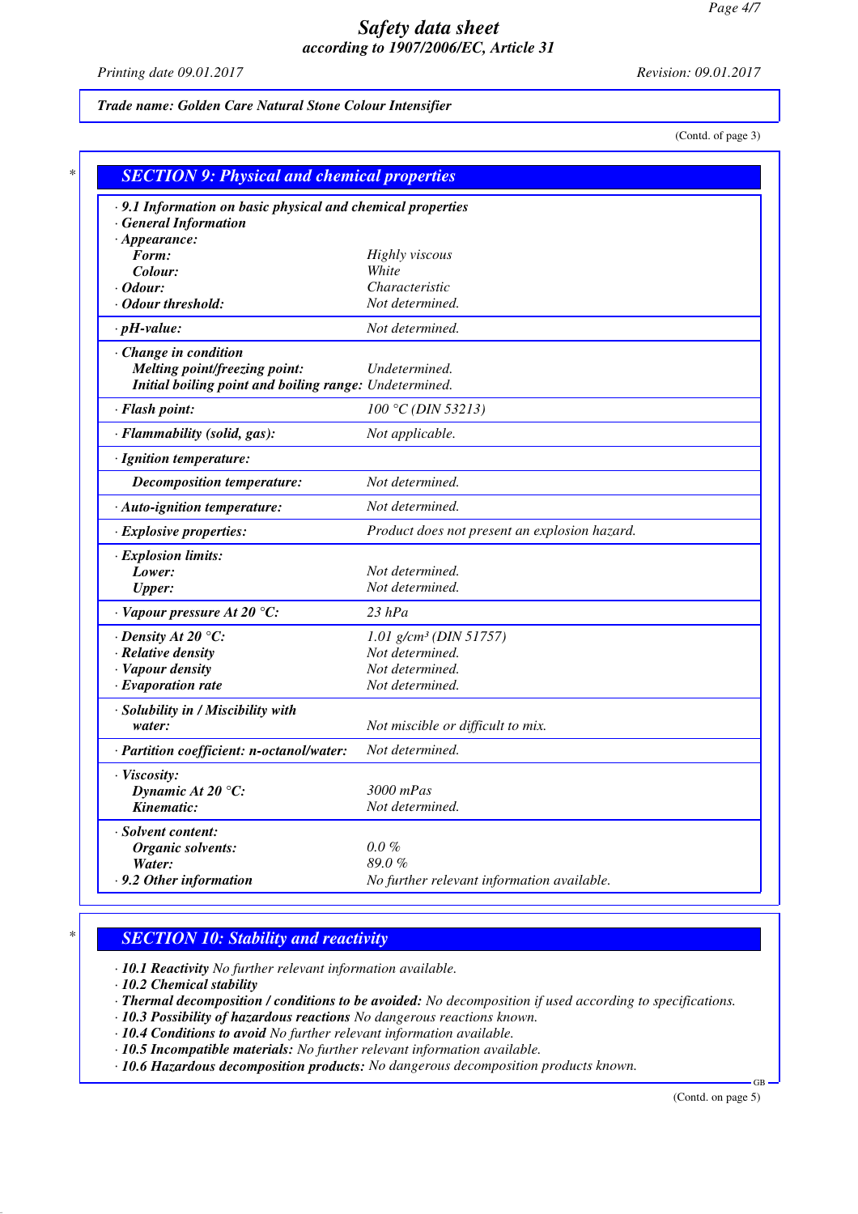Trade name: Golden Care Natural Stone Colour Intensifier

(Contd. of page 3)

## SECTION 9: Physical and chemical properties

| | |
|---|---|
| · **9.1 Information on basic physical and chemical properties** | |
| · **General Information** | |
| · **Appearance:** | |
| **Form:** | Highly viscous |
| **Colour:** | White |
| · **Odour:** | Characteristic |
| · **Odour threshold:** | Not determined. |
| · **pH-value:** | Not determined. |
| · **Change in condition** | |
| **Melting point/freezing point:** | Undetermined. |
| **Initial boiling point and boiling range:** | Undetermined. |
| · **Flash point:** | 100 °C (DIN 53213) |
| · **Flammability (solid, gas):** | Not applicable. |
| · **Ignition temperature:** | |
| **Decomposition temperature:** | Not determined. |
| · **Auto-ignition temperature:** | Not determined. |
| · **Explosive properties:** | Product does not present an explosion hazard. |
| · **Explosion limits:** | |
| **Lower:** | Not determined. |
| **Upper:** | Not determined. |
| · **Vapour pressure At 20 °C:** | 23 hPa |
| · **Density At 20 °C:** | 1.01 g/cm³ (DIN 51757) |
| · **Relative density** | Not determined. |
| · **Vapour density** | Not determined. |
| · **Evaporation rate** | Not determined. |
| · **Solubility in / Miscibility with water:** | Not miscible or difficult to mix. |
| · **Partition coefficient: n-octanol/water:** | Not determined. |
| · **Viscosity:** | |
| **Dynamic At 20 °C:** | 3000 mPas |
| **Kinematic:** | Not determined. |
| · **Solvent content:** | |
| **Organic solvents:** | 0.0 % |
| **Water:** | 89.0 % |
| · **9.2 Other information** | No further relevant information available. |

## SECTION 10: Stability and reactivity

· **10.1 Reactivity** No further relevant information available.
· **10.2 Chemical stability**
· **Thermal decomposition / conditions to be avoided:** No decomposition if used according to specifications.
· **10.3 Possibility of hazardous reactions** No dangerous reactions known.
· **10.4 Conditions to avoid** No further relevant information available.
· **10.5 Incompatible materials:** No further relevant information available.
· **10.6 Hazardous decomposition products:** No dangerous decomposition products known.

(Contd. on page 5)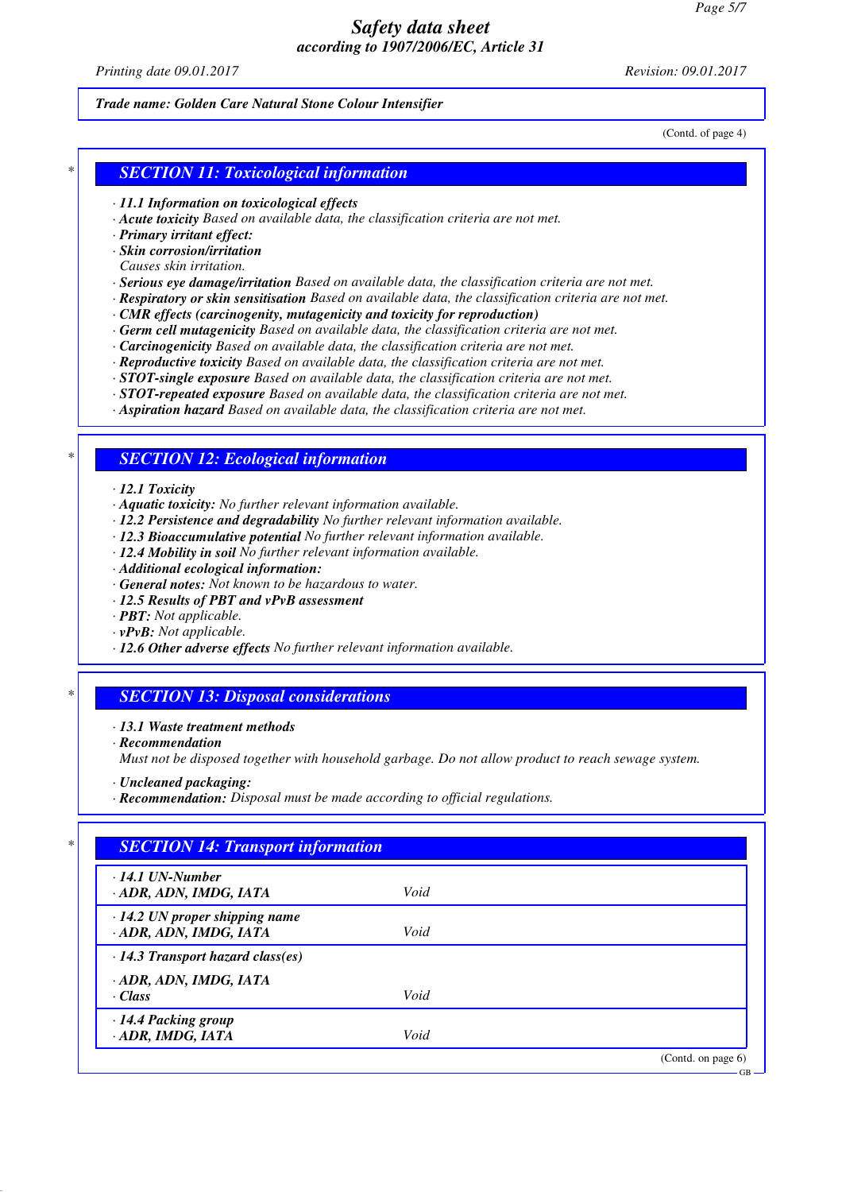*Trade name: Golden Care Natural Stone Colour Intensifier*

(Contd. of page 4)

## SECTION 11: Toxicological information

· **11.1 Information on toxicological effects**
· **Acute toxicity** Based on available data, the classification criteria are not met.
· **Primary irritant effect:**
· **Skin corrosion/irritation**
Causes skin irritation.
· **Serious eye damage/irritation** Based on available data, the classification criteria are not met.
· **Respiratory or skin sensitisation** Based on available data, the classification criteria are not met.
· **CMR effects (carcinogenity, mutagenicity and toxicity for reproduction)**
· **Germ cell mutagenicity** Based on available data, the classification criteria are not met.
· **Carcinogenicity** Based on available data, the classification criteria are not met.
· **Reproductive toxicity** Based on available data, the classification criteria are not met.
· **STOT-single exposure** Based on available data, the classification criteria are not met.
· **STOT-repeated exposure** Based on available data, the classification criteria are not met.
· **Aspiration hazard** Based on available data, the classification criteria are not met.

## SECTION 12: Ecological information

· **12.1 Toxicity**
· **Aquatic toxicity:** No further relevant information available.
· **12.2 Persistence and degradability** No further relevant information available.
· **12.3 Bioaccumulative potential** No further relevant information available.
· **12.4 Mobility in soil** No further relevant information available.
· **Additional ecological information:**
· **General notes:** Not known to be hazardous to water.
· **12.5 Results of PBT and vPvB assessment**
· **PBT:** Not applicable.
· **vPvB:** Not applicable.
· **12.6 Other adverse effects** No further relevant information available.

## SECTION 13: Disposal considerations

· **13.1 Waste treatment methods**
· **Recommendation**
Must not be disposed together with household garbage. Do not allow product to reach sewage system.

· **Uncleaned packaging:**
· **Recommendation:** Disposal must be made according to official regulations.

## SECTION 14: Transport information

| | |
|---|---|
| · **14.1 UN-Number**<br>· **ADR, ADN, IMDG, IATA** | Void |
| · **14.2 UN proper shipping name**<br>· **ADR, ADN, IMDG, IATA** | Void |
| · **14.3 Transport hazard class(es)**<br>· **ADR, ADN, IMDG, IATA**<br>· **Class** | Void |
| · **14.4 Packing group**<br>· **ADR, IMDG, IATA** | Void |

(Contd. on page 6)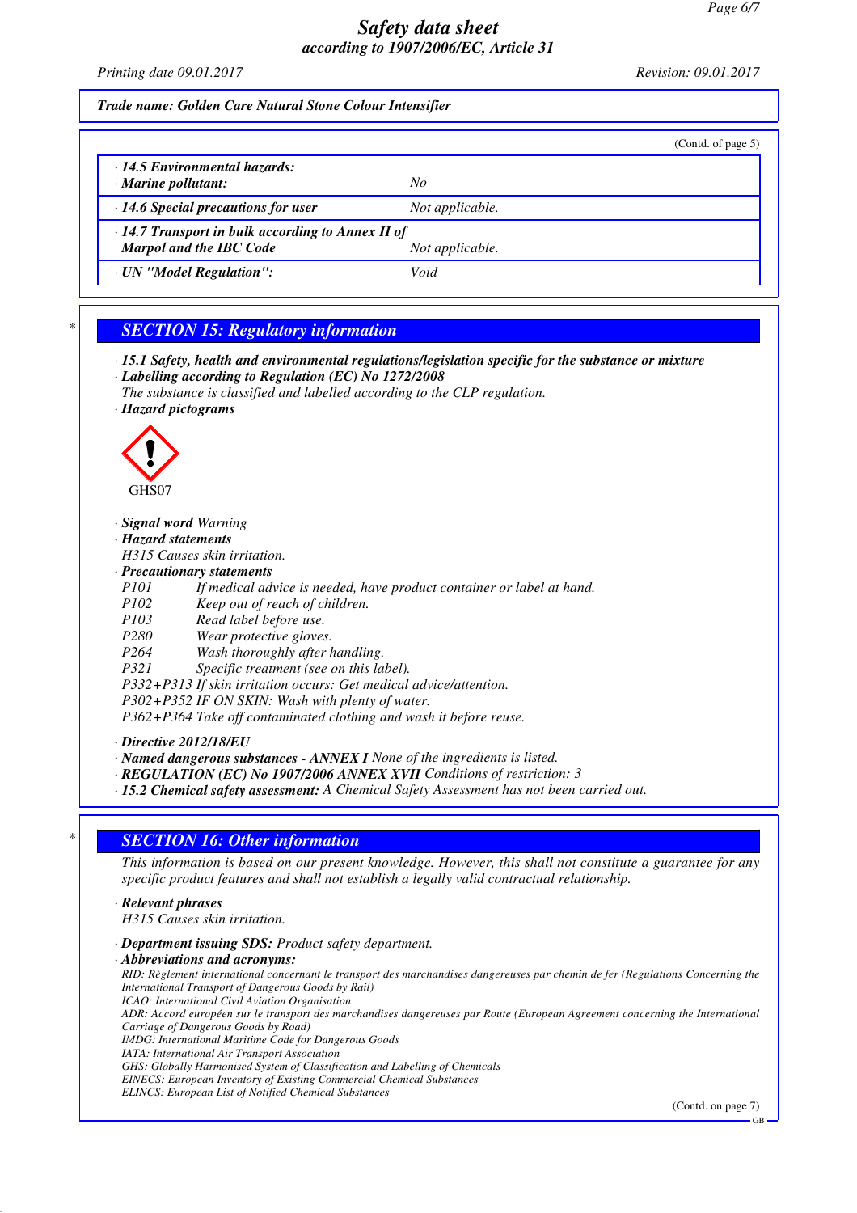(Contd. of page 5)

| | |
|---|---|
| · **14.5 Environmental hazards:** · **Marine pollutant:** | No |
| · **14.6 Special precautions for user** | Not applicable. |
| · **14.7 Transport in bulk according to Annex II of Marpol and the IBC Code** | Not applicable. |
| · **UN "Model Regulation":** | Void |

## SECTION 15: Regulatory information

· **15.1 Safety, health and environmental regulations/legislation specific for the substance or mixture**
· **Labelling according to Regulation (EC) No 1272/2008**
The substance is classified and labelled according to the CLP regulation.
· **Hazard pictograms**

GHS07

· **Signal word** Warning
· **Hazard statements**
H315 Causes skin irritation.
· **Precautionary statements**
P101 If medical advice is needed, have product container or label at hand.
P102 Keep out of reach of children.
P103 Read label before use.
P280 Wear protective gloves.
P264 Wash thoroughly after handling.
P321 Specific treatment (see on this label).
P332+P313 If skin irritation occurs: Get medical advice/attention.
P302+P352 IF ON SKIN: Wash with plenty of water.
P362+P364 Take off contaminated clothing and wash it before reuse.

· **Directive 2012/18/EU**
· **Named dangerous substances - ANNEX I** None of the ingredients is listed.
· **REGULATION (EC) No 1907/2006 ANNEX XVII** Conditions of restriction: 3
· **15.2 Chemical safety assessment:** A Chemical Safety Assessment has not been carried out.

## SECTION 16: Other information

This information is based on our present knowledge. However, this shall not constitute a guarantee for any specific product features and shall not establish a legally valid contractual relationship.

· **Relevant phrases**
H315 Causes skin irritation.

· **Department issuing SDS:** Product safety department.
· **Abbreviations and acronyms:**
RID: Règlement international concernant le transport des marchandises dangereuses par chemin de fer (Regulations Concerning the International Transport of Dangerous Goods by Rail)
ICAO: International Civil Aviation Organisation
ADR: Accord européen sur le transport des marchandises dangereuses par Route (European Agreement concerning the International Carriage of Dangerous Goods by Road)
IMDG: International Maritime Code for Dangerous Goods
IATA: International Air Transport Association
GHS: Globally Harmonised System of Classification and Labelling of Chemicals
EINECS: European Inventory of Existing Commercial Chemical Substances
ELINCS: European List of Notified Chemical Substances

(Contd. on page 7)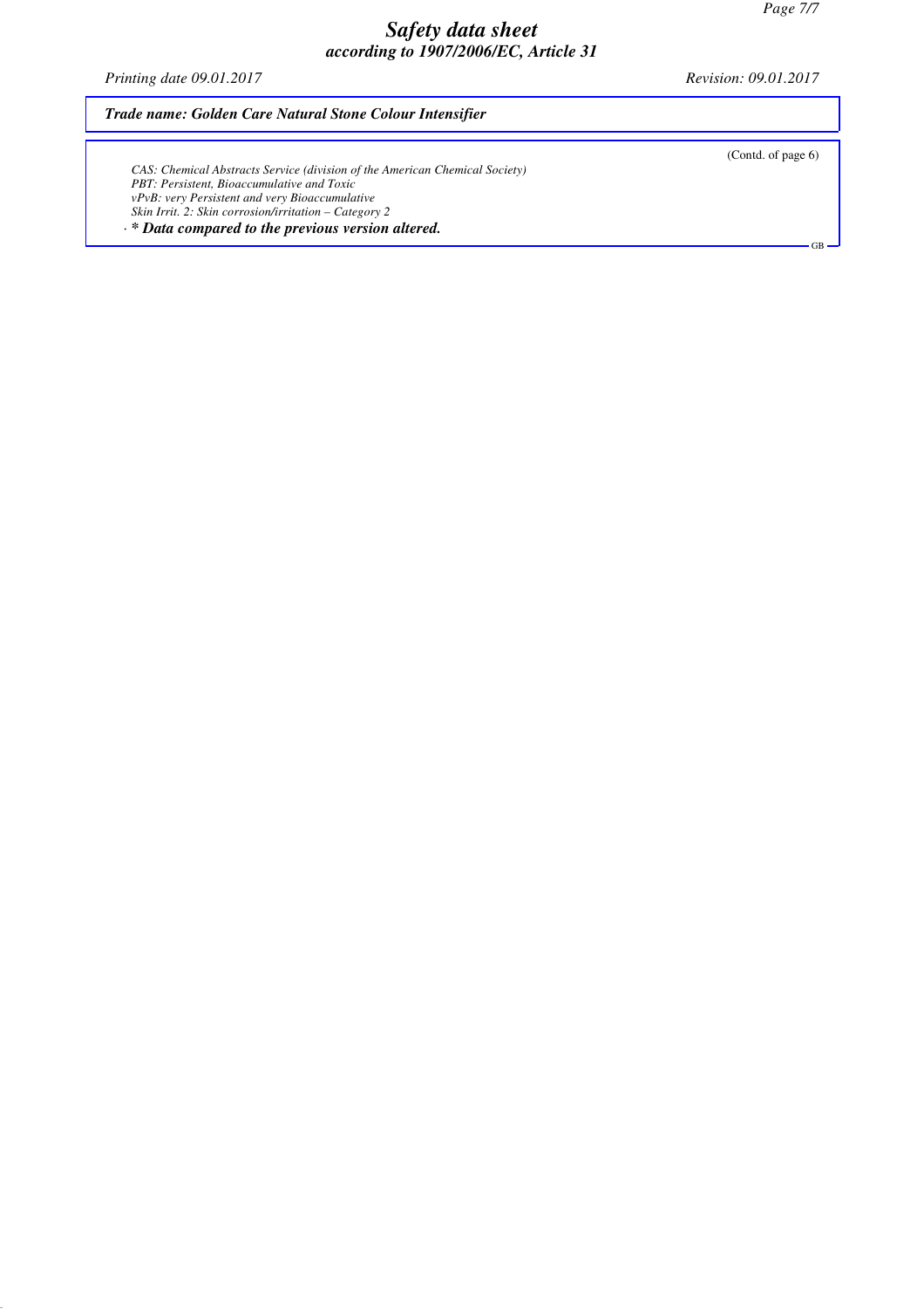*Trade name: Golden Care Natural Stone Colour Intensifier*

(Contd. of page 6)

*CAS: Chemical Abstracts Service (division of the American Chemical Society)*
*PBT: Persistent, Bioaccumulative and Toxic*
*vPvB: very Persistent and very Bioaccumulative*
*Skin Irrit. 2: Skin corrosion/irritation – Category 2*

· ***\* Data compared to the previous version altered.***